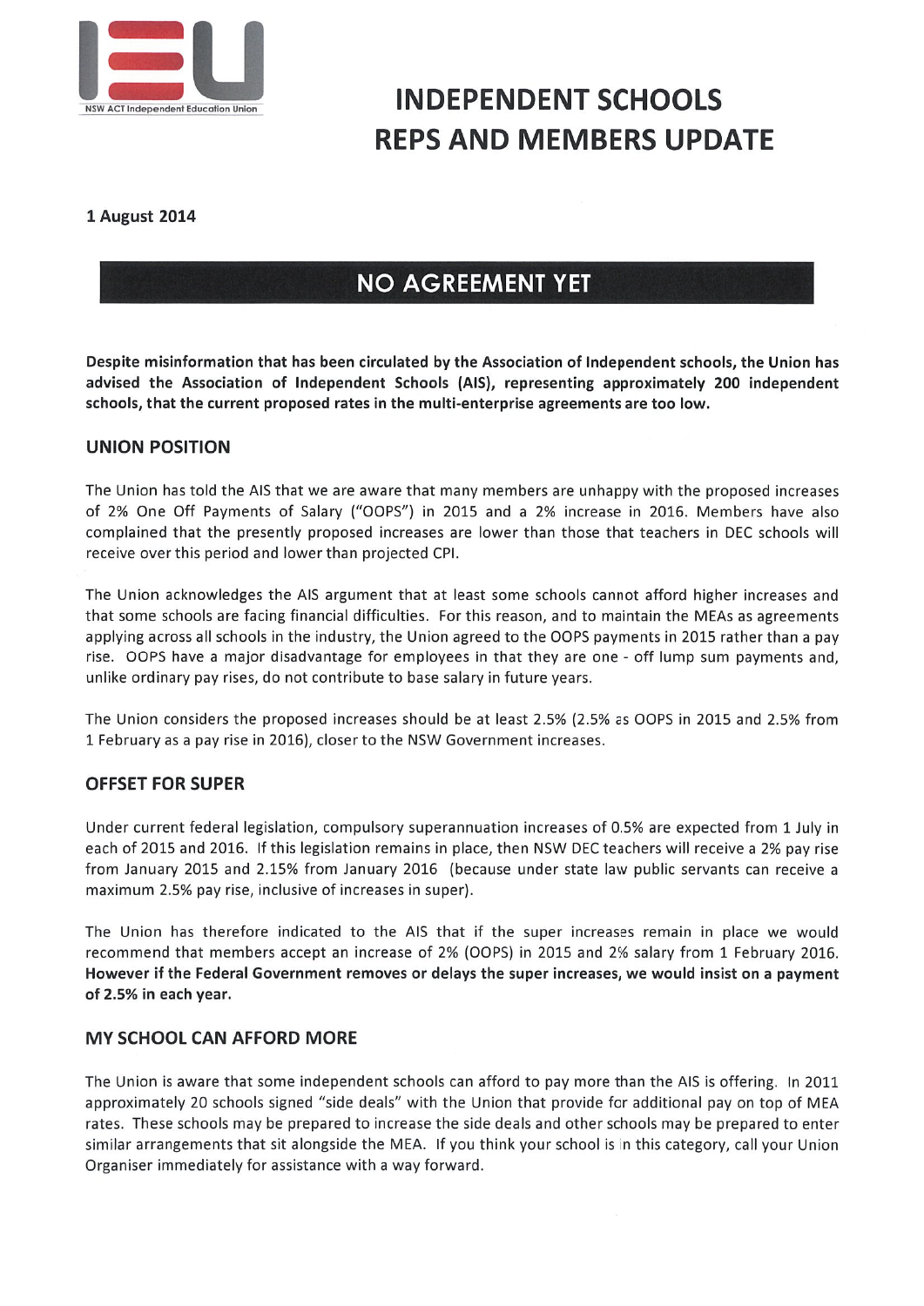NSW ACT Independent Education Union

# INDEPENDENT SCHOOLS REPS AND MEMBERS UPDATE

**1 August 2014**

## NO AGREEMENT YET

**Despite misinformation that has been circulated by the Association of Independent schools, the Union has advised the Association of Independent Schools (AIS), representing approximately 200 independent schools, that the current proposed rates in the multi-enterprise agreements are too low.**

### UNION POSITION

The Union has told the AIS that we are aware that many members are unhappy with the proposed increases of 2% One Off Payments of Salary ("OOPS") in 2015 and a 2% increase in 2016. Members have also complained that the presently proposed increases are lower than those that teachers in DEC schools will receive over this period and lower than projected CPI.

The Union acknowledges the AIS argument that at least some schools cannot afford higher increases and that some schools are facing financial difficulties. For this reason, and to maintain the MEAs as agreements applying across all schools in the industry, the Union agreed to the OOPS payments in 2015 rather than a pay rise. OOPS have a major disadvantage for employees in that they are one - off lump sum payments and, unlike ordinary pay rises, do not contribute to base salary in future years.

The Union considers the proposed increases should be at least 2.5% (2.5% as OOPS in 2015 and 2.5% from 1 February as a pay rise in 2016), closer to the NSW Government increases.

### OFFSET FOR SUPER

Under current federal legislation, compulsory superannuation increases of 0.5% are expected from 1 July in each of 2015 and 2016. If this legislation remains in place, then NSW DEC teachers will receive a 2% pay rise from January 2015 and 2.15% from January 2016 (because under state law public servants can receive a maximum 2.5% pay rise, inclusive of increases in super).

The Union has therefore indicated to the AIS that if the super increases remain in place we would recommend that members accept an increase of 2% (OOPS) in 2015 and 2% salary from 1 February 2016. **However if the Federal Government removes or delays the super increases, we would insist on a payment of 2.5% in each year.**

### MY SCHOOL CAN AFFORD MORE

The Union is aware that some independent schools can afford to pay more than the AIS is offering. In 2011 approximately 20 schools signed "side deals" with the Union that provide for additional pay on top of MEA rates. These schools may be prepared to increase the side deals and other schools may be prepared to enter similar arrangements that sit alongside the MEA. If you think your school is in this category, call your Union Organiser immediately for assistance with a way forward.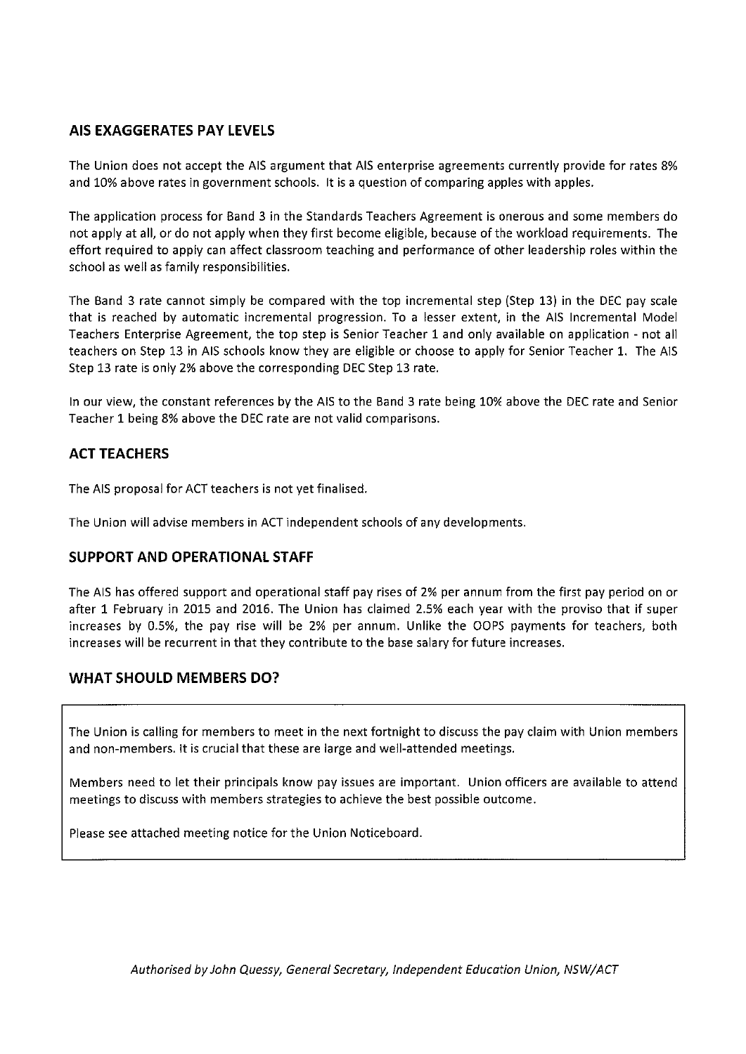## AIS EXAGGERATES PAY LEVELS

The Union does not accept the AIS argument that AIS enterprise agreements currently provide for rates 8% and 10% above rates in government schools. It is a question of comparing apples with apples.

The application process for Band 3 in the Standards Teachers Agreement is onerous and some members do not apply at all, or do not apply when they first become eligible, because of the workload requirements. The effort required to apply can affect classroom teaching and performance of other leadership roles within the school as well as family responsibilities.

The Band 3 rate cannot simply be compared with the top incremental step (Step 13) in the DEC pay scale that is reached by automatic incremental progression. To a lesser extent, in the AIS Incremental Model Teachers Enterprise Agreement, the top step is Senior Teacher 1 and only available on application - not all teachers on Step 13 in AIS schools know they are eligible or choose to apply for Senior Teacher 1. The AIS Step 13 rate is only 2% above the corresponding DEC Step 13 rate.

In our view, the constant references by the AIS to the Band 3 rate being 10% above the DEC rate and Senior Teacher 1 being 8% above the DEC rate are not valid comparisons.

## ACT TEACHERS

The AIS proposal for ACT teachers is not yet finalised.

The Union will advise members in ACT independent schools of any developments.

## SUPPORT AND OPERATIONAL STAFF

The AIS has offered support and operational staff pay rises of 2% per annum from the first pay period on or after 1 February in 2015 and 2016. The Union has claimed 2.5% each year with the proviso that if super increases by 0.5%, the pay rise will be 2% per annum. Unlike the OOPS payments for teachers, both increases will be recurrent in that they contribute to the base salary for future increases.

## WHAT SHOULD MEMBERS DO?

The Union is calling for members to meet in the next fortnight to discuss the pay claim with Union members and non-members. It is crucial that these are large and well-attended meetings.

Members need to let their principals know pay issues are important. Union officers are available to attend meetings to discuss with members strategies to achieve the best possible outcome.

Please see attached meeting notice for the Union Noticeboard.

*Authorised by John Quessy, General Secretary, Independent Education Union, NSW/ACT*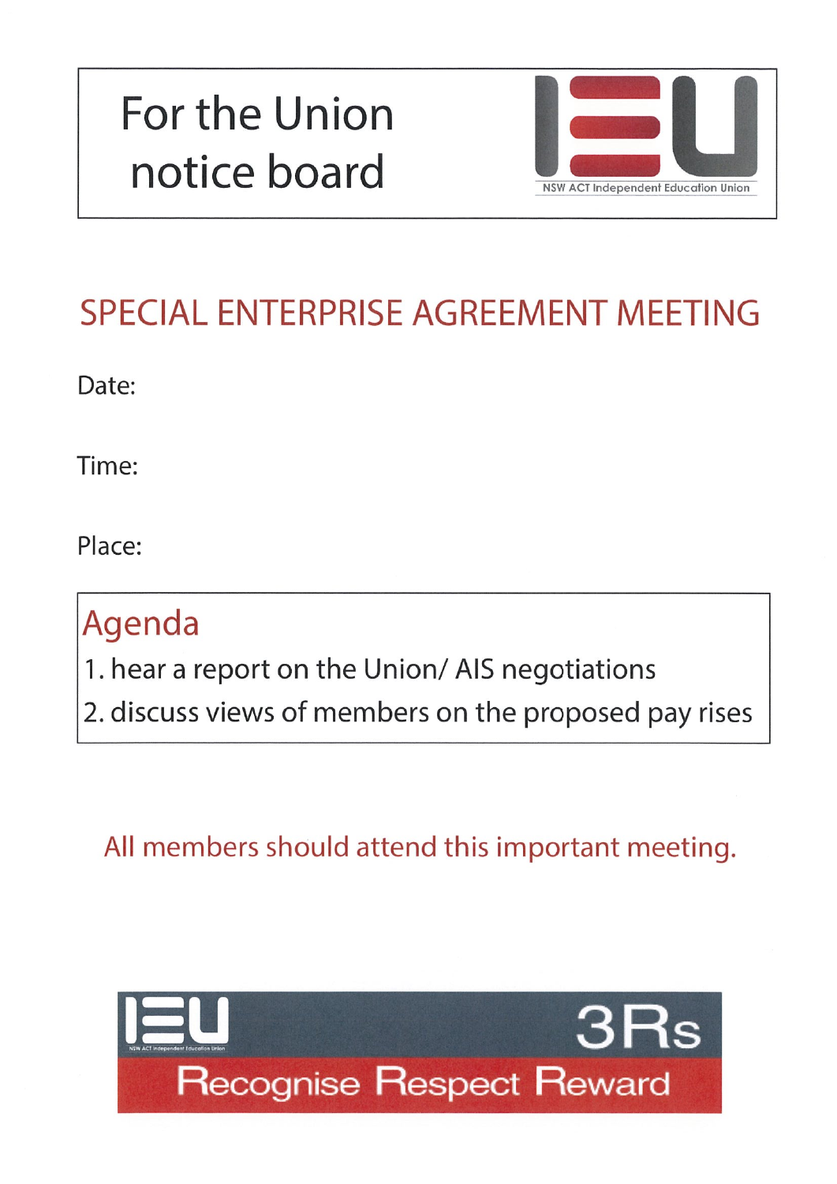# For the Union notice board

IEU

NSW ACT Independent Education Union

## SPECIAL ENTERPRISE AGREEMENT MEETING

Date:

Time:

Place:

### Agenda

1. hear a report on the Union/ AIS negotiations
2. discuss views of members on the proposed pay rises

All members should attend this important meeting.

IEU

NSW ACT Independent Education Union

3Rs

Recognise Respect Reward